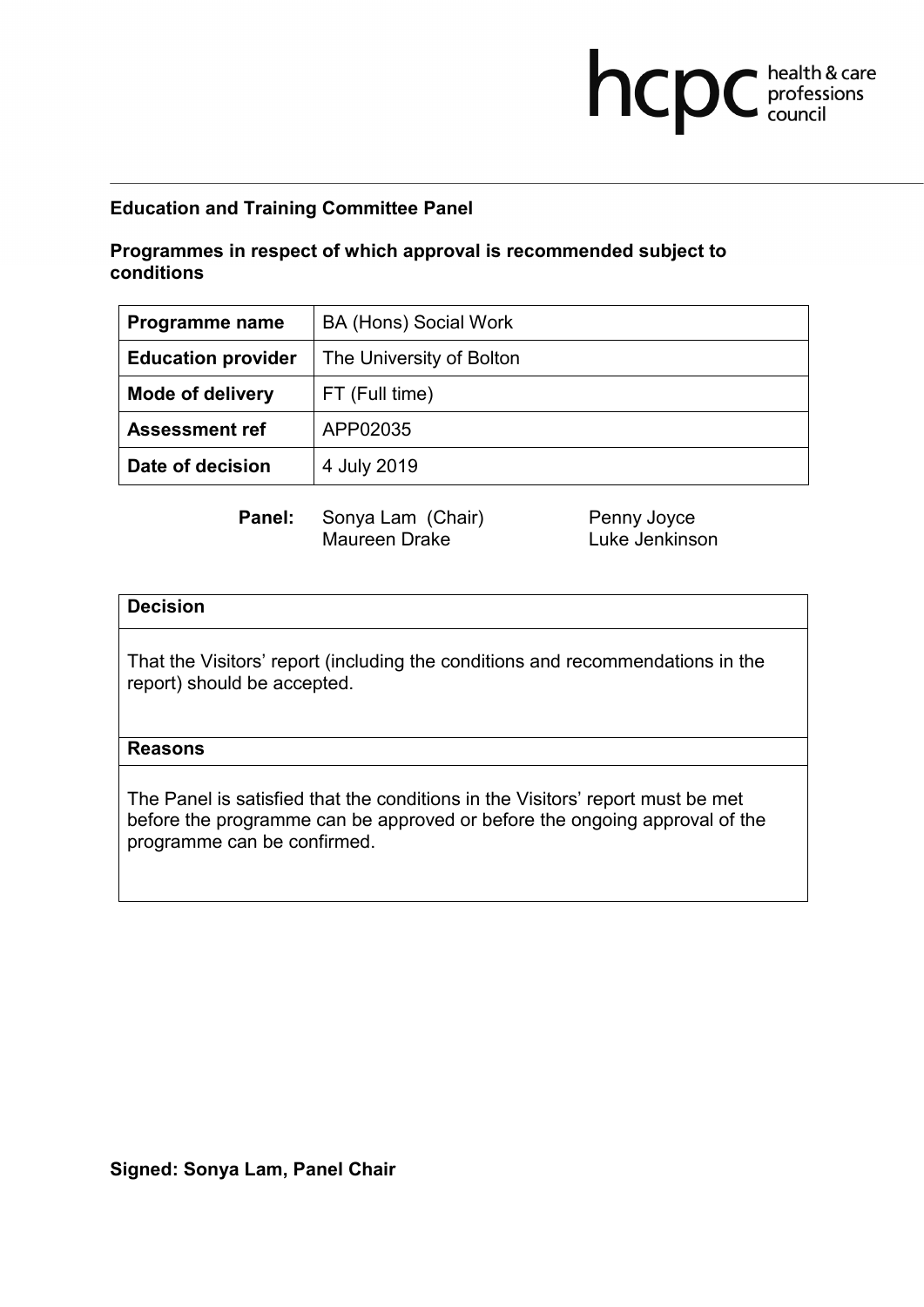**Education and Training Committee Panel**

**Programmes in respect of which approval is recommended subject to conditions**

| **Programme name** | BA (Hons) Social Work |
|---|---|
| **Education provider** | The University of Bolton |
| **Mode of delivery** | FT (Full time) |
| **Assessment ref** | APP02035 |
| **Date of decision** | 4 July 2019 |

**Panel:** Sonya Lam (Chair), Maureen Drake, Penny Joyce, Luke Jenkinson

| **Decision** |
|---|
| That the Visitors' report (including the conditions and recommendations in the report) should be accepted. |
| **Reasons** |
| The Panel is satisfied that the conditions in the Visitors' report must be met before the programme can be approved or before the ongoing approval of the programme can be confirmed. |

**Signed: Sonya Lam, Panel Chair**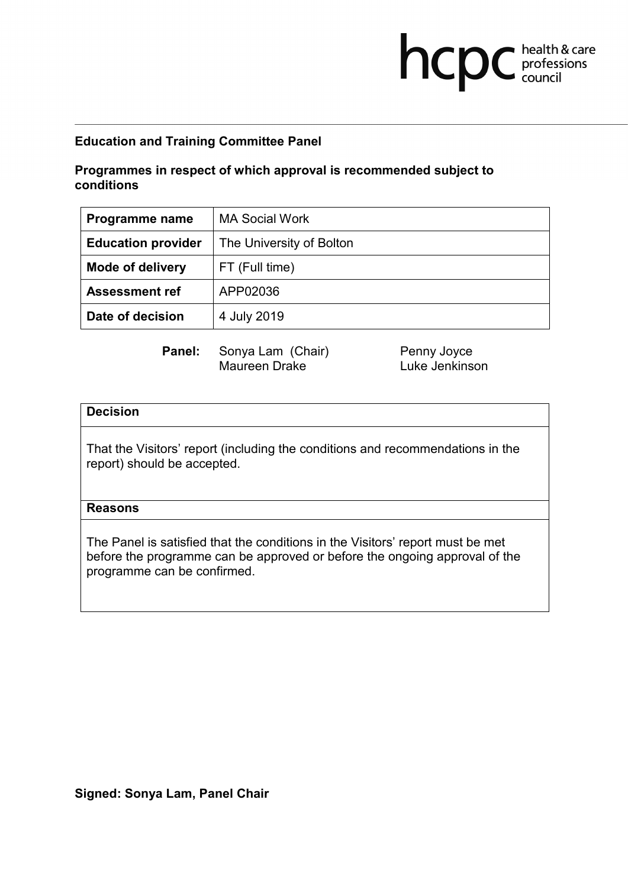**Education and Training Committee Panel**

**Programmes in respect of which approval is recommended subject to conditions**

| **Programme name** | MA Social Work |
| --- | --- |
| **Education provider** | The University of Bolton |
| **Mode of delivery** | FT (Full time) |
| **Assessment ref** | APP02036 |
| **Date of decision** | 4 July 2019 |

**Panel:** Sonya Lam (Chair), Maureen Drake, Penny Joyce, Luke Jenkinson

| **Decision** |
| --- |
| That the Visitors' report (including the conditions and recommendations in the report) should be accepted. |
| **Reasons** |
| The Panel is satisfied that the conditions in the Visitors' report must be met before the programme can be approved or before the ongoing approval of the programme can be confirmed. |

**Signed: Sonya Lam, Panel Chair**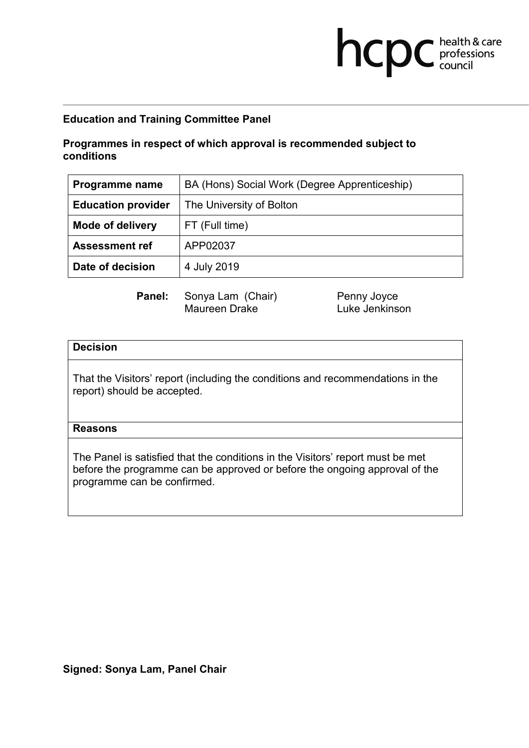**Education and Training Committee Panel**

**Programmes in respect of which approval is recommended subject to conditions**

| **Programme name** | BA (Hons) Social Work (Degree Apprenticeship) |
|---|---|
| **Education provider** | The University of Bolton |
| **Mode of delivery** | FT (Full time) |
| **Assessment ref** | APP02037 |
| **Date of decision** | 4 July 2019 |

**Panel:** Sonya Lam (Chair), Maureen Drake, Penny Joyce, Luke Jenkinson

| **Decision** |
|---|
| That the Visitors' report (including the conditions and recommendations in the report) should be accepted. |
| **Reasons** |
| The Panel is satisfied that the conditions in the Visitors' report must be met before the programme can be approved or before the ongoing approval of the programme can be confirmed. |

**Signed: Sonya Lam, Panel Chair**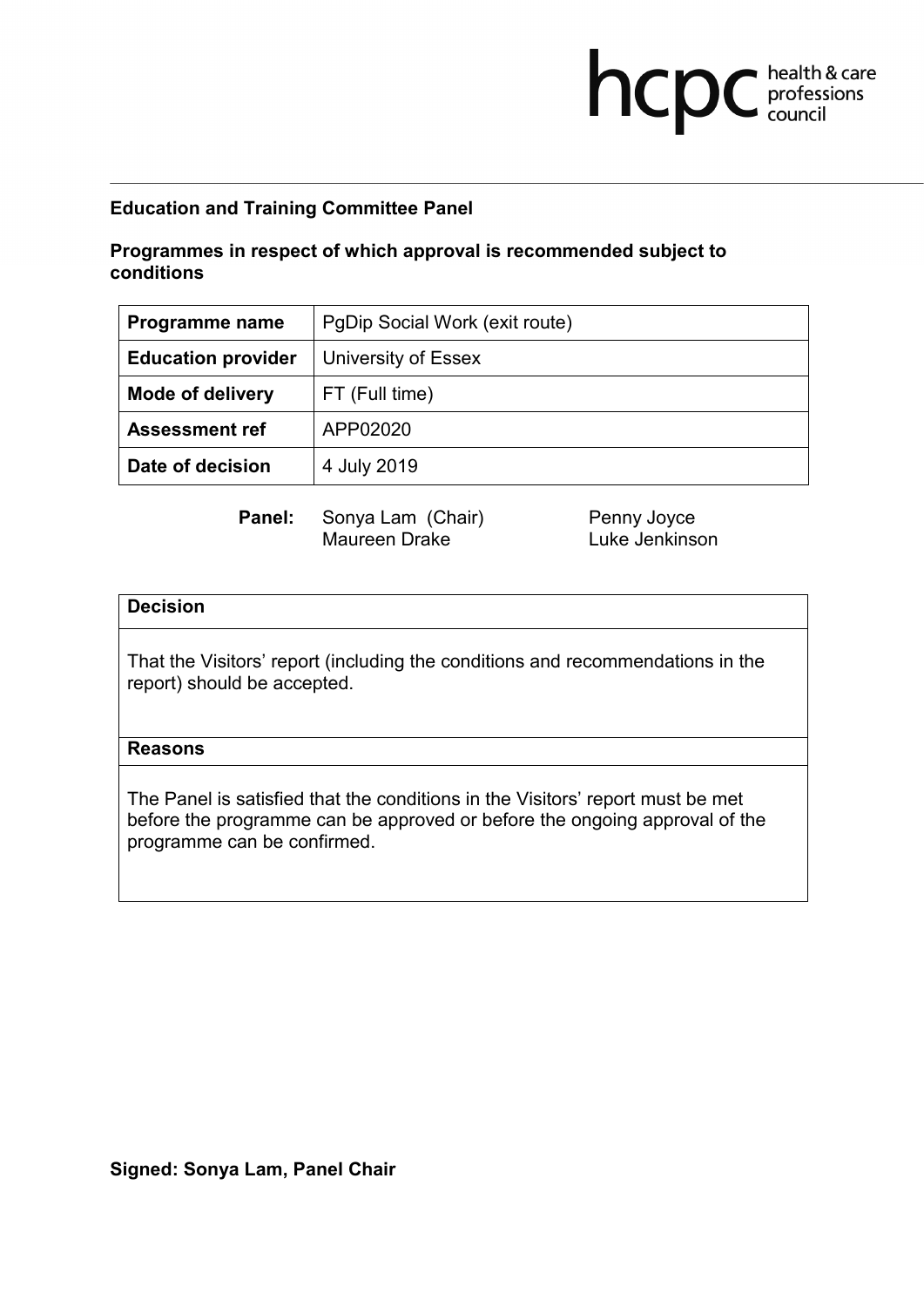**Education and Training Committee Panel**

**Programmes in respect of which approval is recommended subject to conditions**

| **Programme name** | PgDip Social Work (exit route) |
|---|---|
| **Education provider** | University of Essex |
| **Mode of delivery** | FT (Full time) |
| **Assessment ref** | APP02020 |
| **Date of decision** | 4 July 2019 |

**Panel:** Sonya Lam (Chair), Maureen Drake, Penny Joyce, Luke Jenkinson

| **Decision** |
|---|
| That the Visitors' report (including the conditions and recommendations in the report) should be accepted. |
| **Reasons** |
| The Panel is satisfied that the conditions in the Visitors' report must be met before the programme can be approved or before the ongoing approval of the programme can be confirmed. |

**Signed: Sonya Lam, Panel Chair**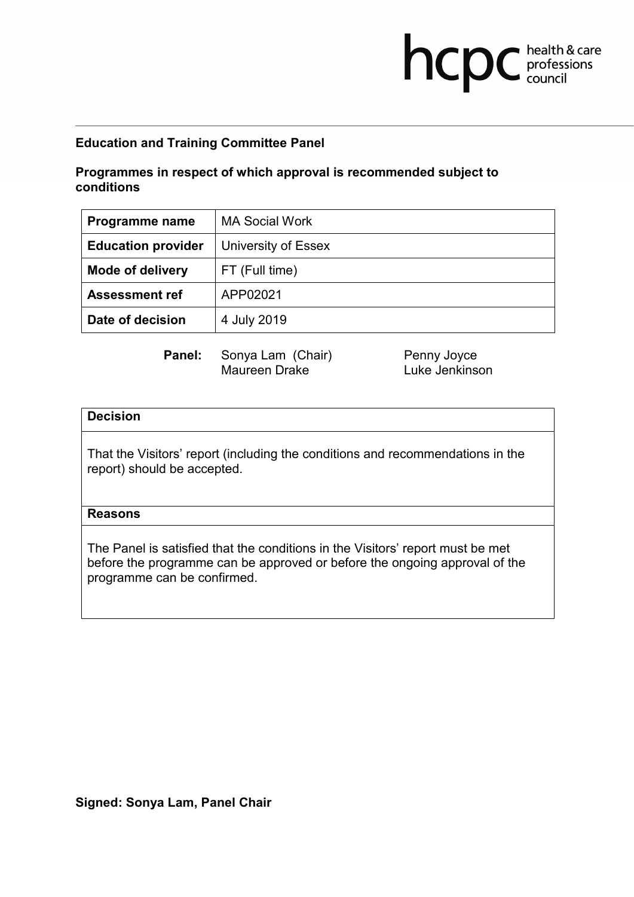**Education and Training Committee Panel**

**Programmes in respect of which approval is recommended subject to conditions**

| **Programme name** | MA Social Work |
|---|---|
| **Education provider** | University of Essex |
| **Mode of delivery** | FT (Full time) |
| **Assessment ref** | APP02021 |
| **Date of decision** | 4 July 2019 |

**Panel:** Sonya Lam (Chair), Maureen Drake, Penny Joyce, Luke Jenkinson

| **Decision** |
|---|
| That the Visitors' report (including the conditions and recommendations in the report) should be accepted. |
| **Reasons** |
| The Panel is satisfied that the conditions in the Visitors' report must be met before the programme can be approved or before the ongoing approval of the programme can be confirmed. |

**Signed: Sonya Lam, Panel Chair**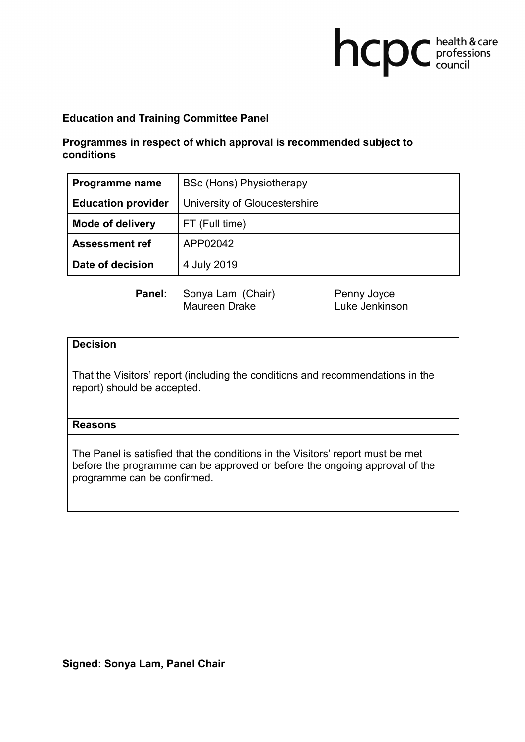**Education and Training Committee Panel**

**Programmes in respect of which approval is recommended subject to conditions**

| **Programme name** | BSc (Hons) Physiotherapy |
|---|---|
| **Education provider** | University of Gloucestershire |
| **Mode of delivery** | FT (Full time) |
| **Assessment ref** | APP02042 |
| **Date of decision** | 4 July 2019 |

**Panel:** Sonya Lam (Chair), Maureen Drake, Penny Joyce, Luke Jenkinson

| **Decision** |
|---|
| That the Visitors' report (including the conditions and recommendations in the report) should be accepted. |
| **Reasons** |
| The Panel is satisfied that the conditions in the Visitors' report must be met before the programme can be approved or before the ongoing approval of the programme can be confirmed. |

**Signed: Sonya Lam, Panel Chair**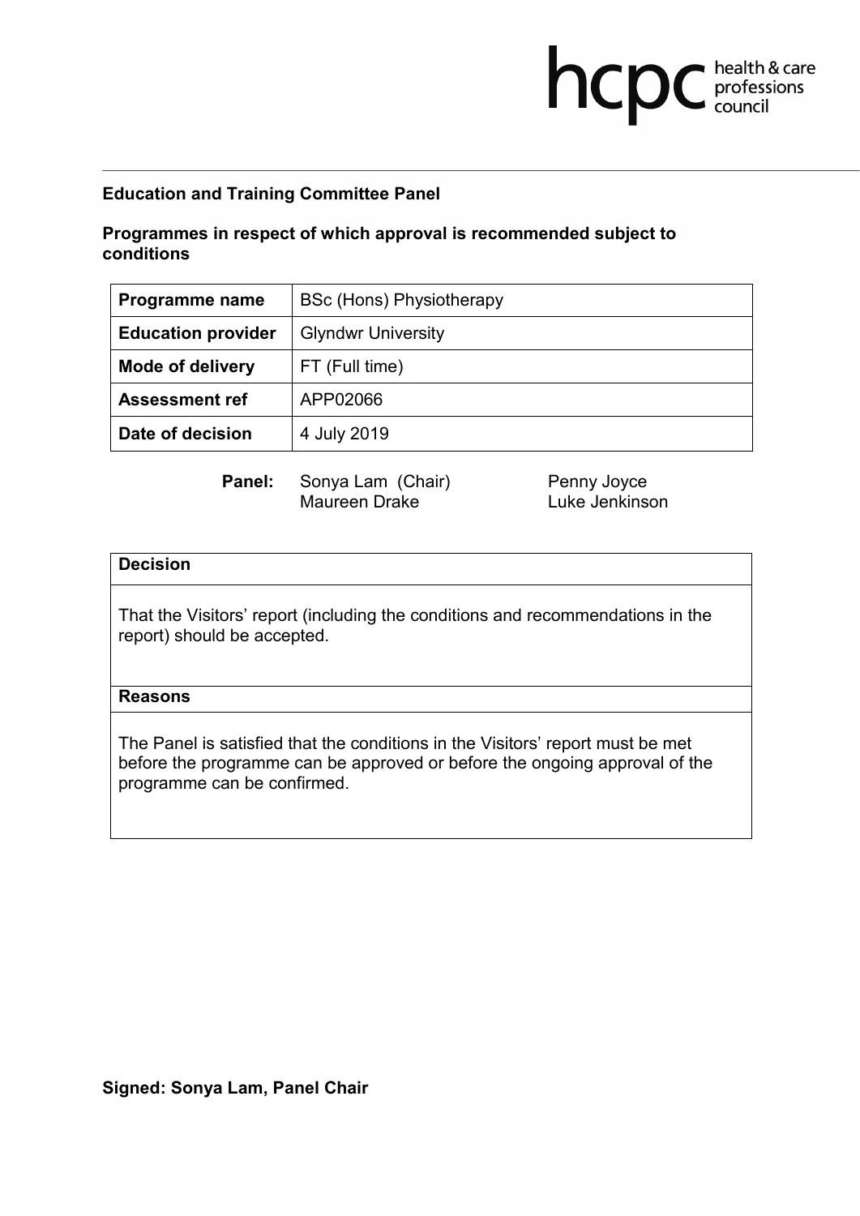**Education and Training Committee Panel**

**Programmes in respect of which approval is recommended subject to conditions**

| **Programme name** | BSc (Hons) Physiotherapy |
|---|---|
| **Education provider** | Glyndwr University |
| **Mode of delivery** | FT (Full time) |
| **Assessment ref** | APP02066 |
| **Date of decision** | 4 July 2019 |

**Panel:** Sonya Lam (Chair), Maureen Drake, Penny Joyce, Luke Jenkinson

| **Decision** |
|---|
| That the Visitors' report (including the conditions and recommendations in the report) should be accepted. |
| **Reasons** |
| The Panel is satisfied that the conditions in the Visitors' report must be met before the programme can be approved or before the ongoing approval of the programme can be confirmed. |

**Signed: Sonya Lam, Panel Chair**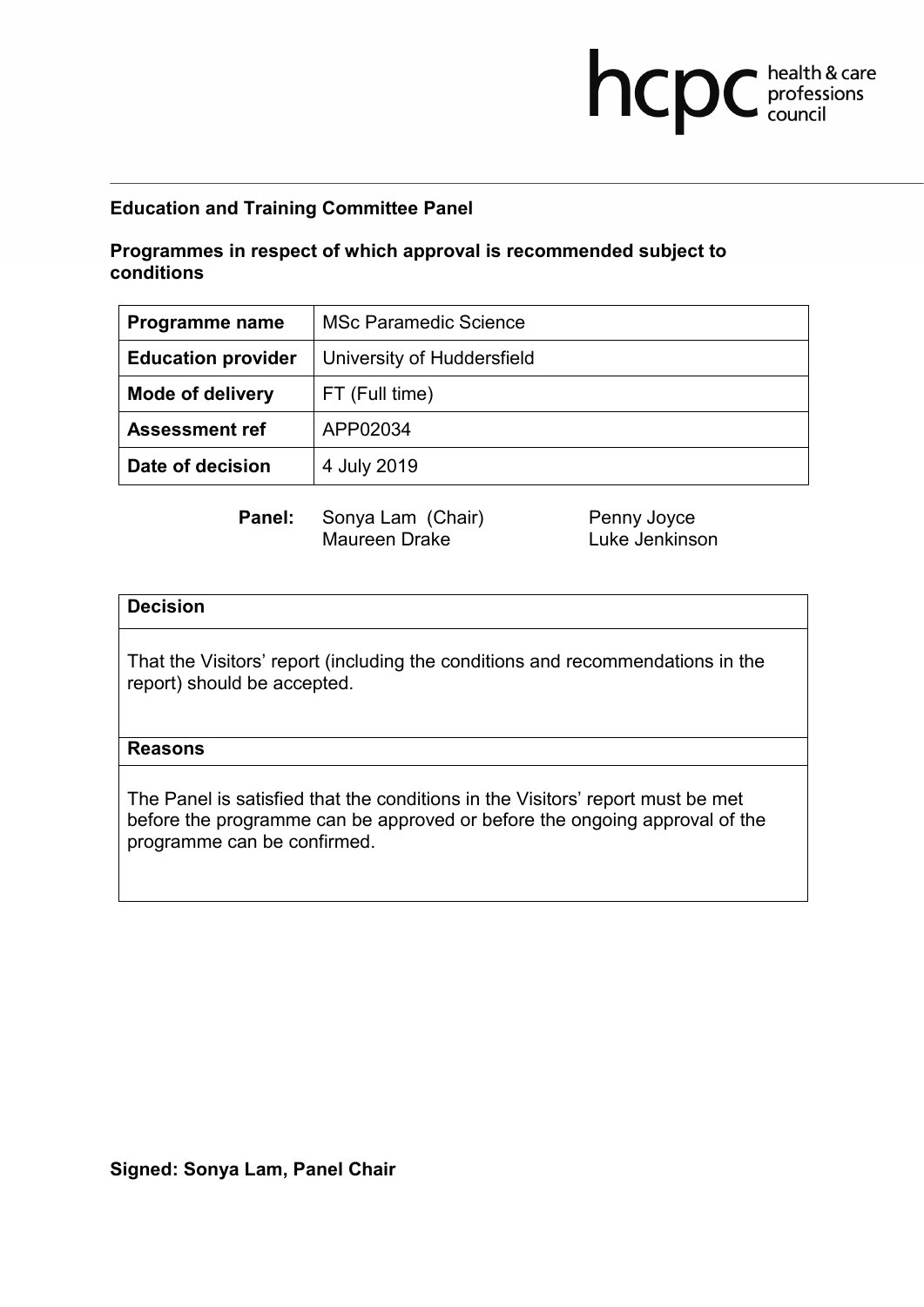**Education and Training Committee Panel**

**Programmes in respect of which approval is recommended subject to conditions**

| **Programme name** | MSc Paramedic Science |
|---|---|
| **Education provider** | University of Huddersfield |
| **Mode of delivery** | FT (Full time) |
| **Assessment ref** | APP02034 |
| **Date of decision** | 4 July 2019 |

**Panel:** Sonya Lam (Chair), Maureen Drake, Penny Joyce, Luke Jenkinson

| **Decision** |
|---|
| That the Visitors' report (including the conditions and recommendations in the report) should be accepted. |
| **Reasons** |
| The Panel is satisfied that the conditions in the Visitors' report must be met before the programme can be approved or before the ongoing approval of the programme can be confirmed. |

**Signed: Sonya Lam, Panel Chair**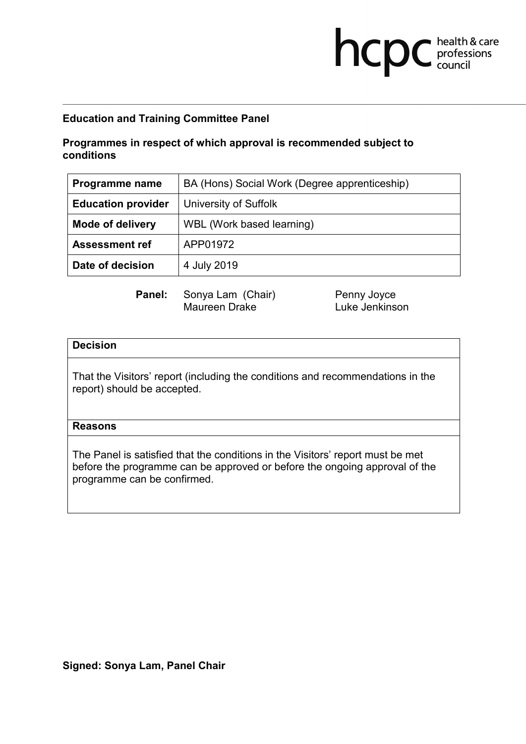**Education and Training Committee Panel**

**Programmes in respect of which approval is recommended subject to conditions**

| **Programme name** | BA (Hons) Social Work (Degree apprenticeship) |
|---|---|
| **Education provider** | University of Suffolk |
| **Mode of delivery** | WBL (Work based learning) |
| **Assessment ref** | APP01972 |
| **Date of decision** | 4 July 2019 |

**Panel:** Sonya Lam (Chair), Maureen Drake, Penny Joyce, Luke Jenkinson

| **Decision** |
|---|
| That the Visitors' report (including the conditions and recommendations in the report) should be accepted. |
| **Reasons** |
| The Panel is satisfied that the conditions in the Visitors' report must be met before the programme can be approved or before the ongoing approval of the programme can be confirmed. |

**Signed: Sonya Lam, Panel Chair**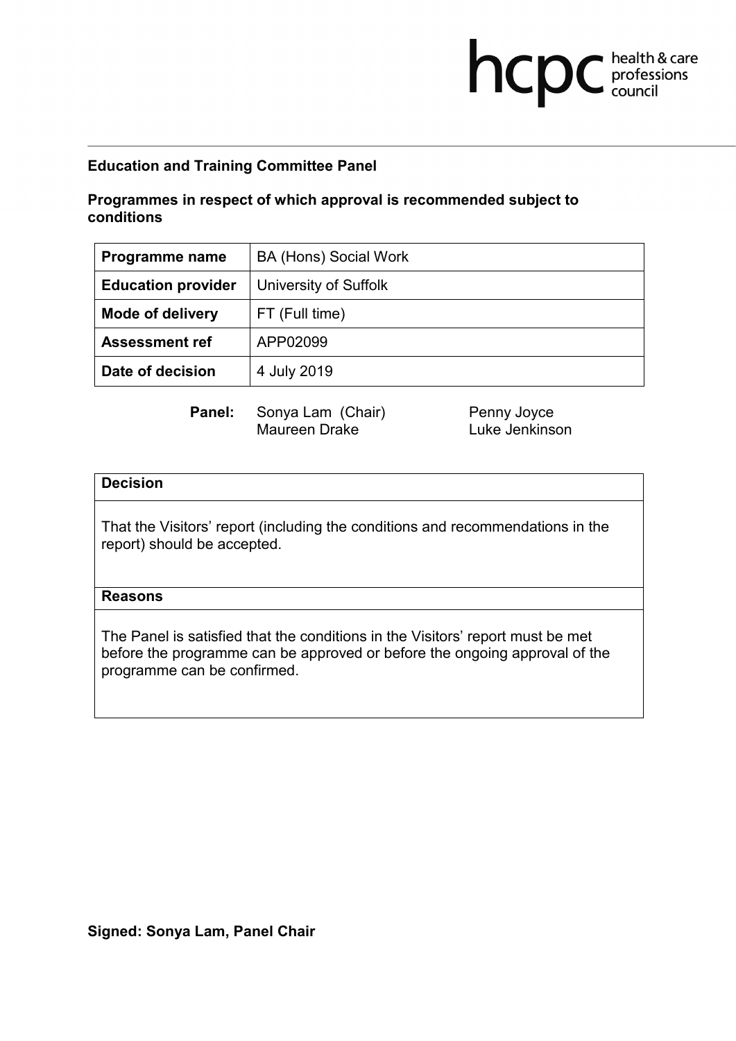**Education and Training Committee Panel**

**Programmes in respect of which approval is recommended subject to conditions**

| **Programme name** | BA (Hons) Social Work |
|---|---|
| **Education provider** | University of Suffolk |
| **Mode of delivery** | FT (Full time) |
| **Assessment ref** | APP02099 |
| **Date of decision** | 4 July 2019 |

**Panel:** Sonya Lam (Chair), Maureen Drake, Penny Joyce, Luke Jenkinson

| **Decision** |
|---|
| That the Visitors' report (including the conditions and recommendations in the report) should be accepted. |
| **Reasons** |
| The Panel is satisfied that the conditions in the Visitors' report must be met before the programme can be approved or before the ongoing approval of the programme can be confirmed. |

**Signed: Sonya Lam, Panel Chair**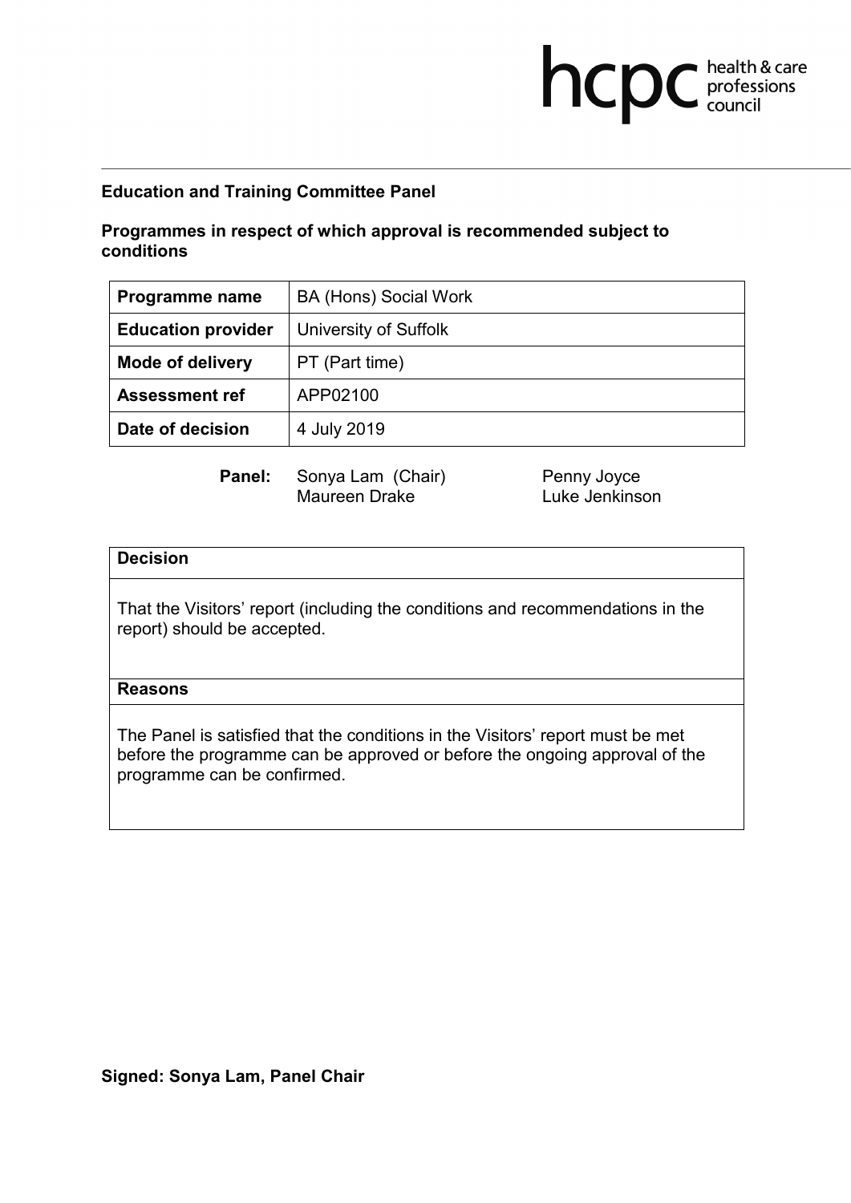**Education and Training Committee Panel**

**Programmes in respect of which approval is recommended subject to conditions**

| **Programme name** | BA (Hons) Social Work |
|---|---|
| **Education provider** | University of Suffolk |
| **Mode of delivery** | PT (Part time) |
| **Assessment ref** | APP02100 |
| **Date of decision** | 4 July 2019 |

**Panel:** Sonya Lam (Chair), Maureen Drake, Penny Joyce, Luke Jenkinson

| **Decision** |
|---|
| That the Visitors' report (including the conditions and recommendations in the report) should be accepted. |
| **Reasons** |
| The Panel is satisfied that the conditions in the Visitors' report must be met before the programme can be approved or before the ongoing approval of the programme can be confirmed. |

**Signed: Sonya Lam, Panel Chair**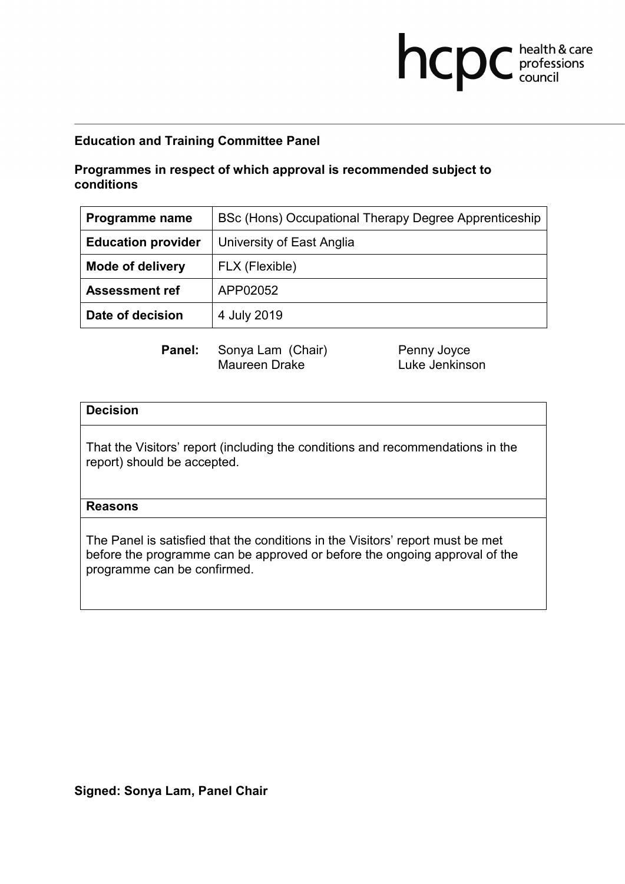**Education and Training Committee Panel**

**Programmes in respect of which approval is recommended subject to conditions**

| **Programme name** | BSc (Hons) Occupational Therapy Degree Apprenticeship |
|---|---|
| **Education provider** | University of East Anglia |
| **Mode of delivery** | FLX (Flexible) |
| **Assessment ref** | APP02052 |
| **Date of decision** | 4 July 2019 |

**Panel:** Sonya Lam (Chair), Maureen Drake, Penny Joyce, Luke Jenkinson

| **Decision** |
|---|
| That the Visitors' report (including the conditions and recommendations in the report) should be accepted. |
| **Reasons** |
| The Panel is satisfied that the conditions in the Visitors' report must be met before the programme can be approved or before the ongoing approval of the programme can be confirmed. |

**Signed: Sonya Lam, Panel Chair**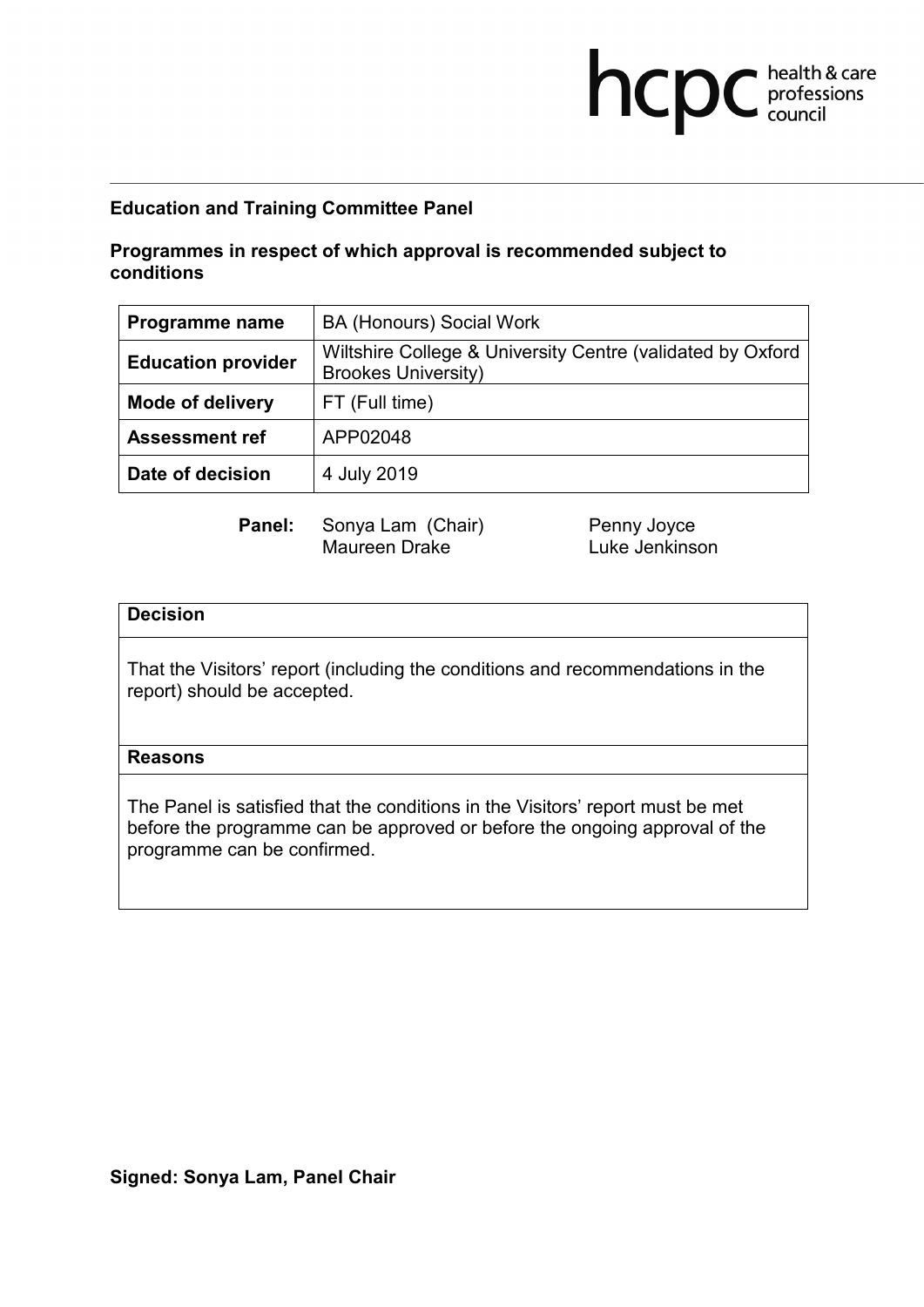hcpc health & care professions council

**Education and Training Committee Panel**

**Programmes in respect of which approval is recommended subject to conditions**

| **Programme name** | BA (Honours) Social Work |
|---|---|
| **Education provider** | Wiltshire College & University Centre (validated by Oxford Brookes University) |
| **Mode of delivery** | FT (Full time) |
| **Assessment ref** | APP02048 |
| **Date of decision** | 4 July 2019 |

**Panel:** Sonya Lam (Chair), Penny Joyce, Maureen Drake, Luke Jenkinson

| **Decision** |
|---|
| That the Visitors' report (including the conditions and recommendations in the report) should be accepted. |
| **Reasons** |
| The Panel is satisfied that the conditions in the Visitors' report must be met before the programme can be approved or before the ongoing approval of the programme can be confirmed. |

**Signed: Sonya Lam, Panel Chair**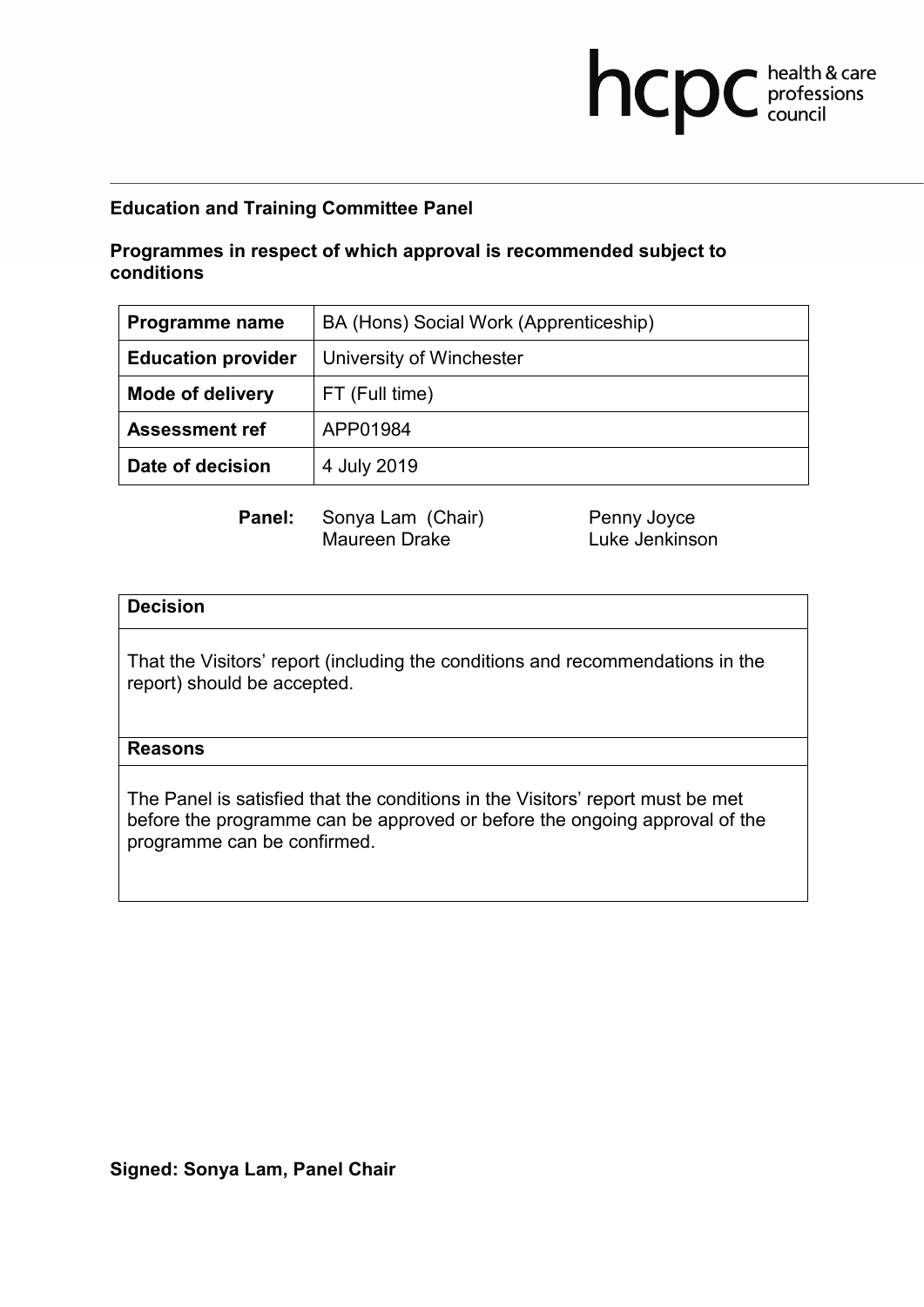**Education and Training Committee Panel**

**Programmes in respect of which approval is recommended subject to conditions**

| **Programme name** | BA (Hons) Social Work (Apprenticeship) |
|---|---|
| **Education provider** | University of Winchester |
| **Mode of delivery** | FT (Full time) |
| **Assessment ref** | APP01984 |
| **Date of decision** | 4 July 2019 |

**Panel:** Sonya Lam (Chair), Maureen Drake, Penny Joyce, Luke Jenkinson

| **Decision** |
|---|
| That the Visitors' report (including the conditions and recommendations in the report) should be accepted. |
| **Reasons** |
| The Panel is satisfied that the conditions in the Visitors' report must be met before the programme can be approved or before the ongoing approval of the programme can be confirmed. |

**Signed: Sonya Lam, Panel Chair**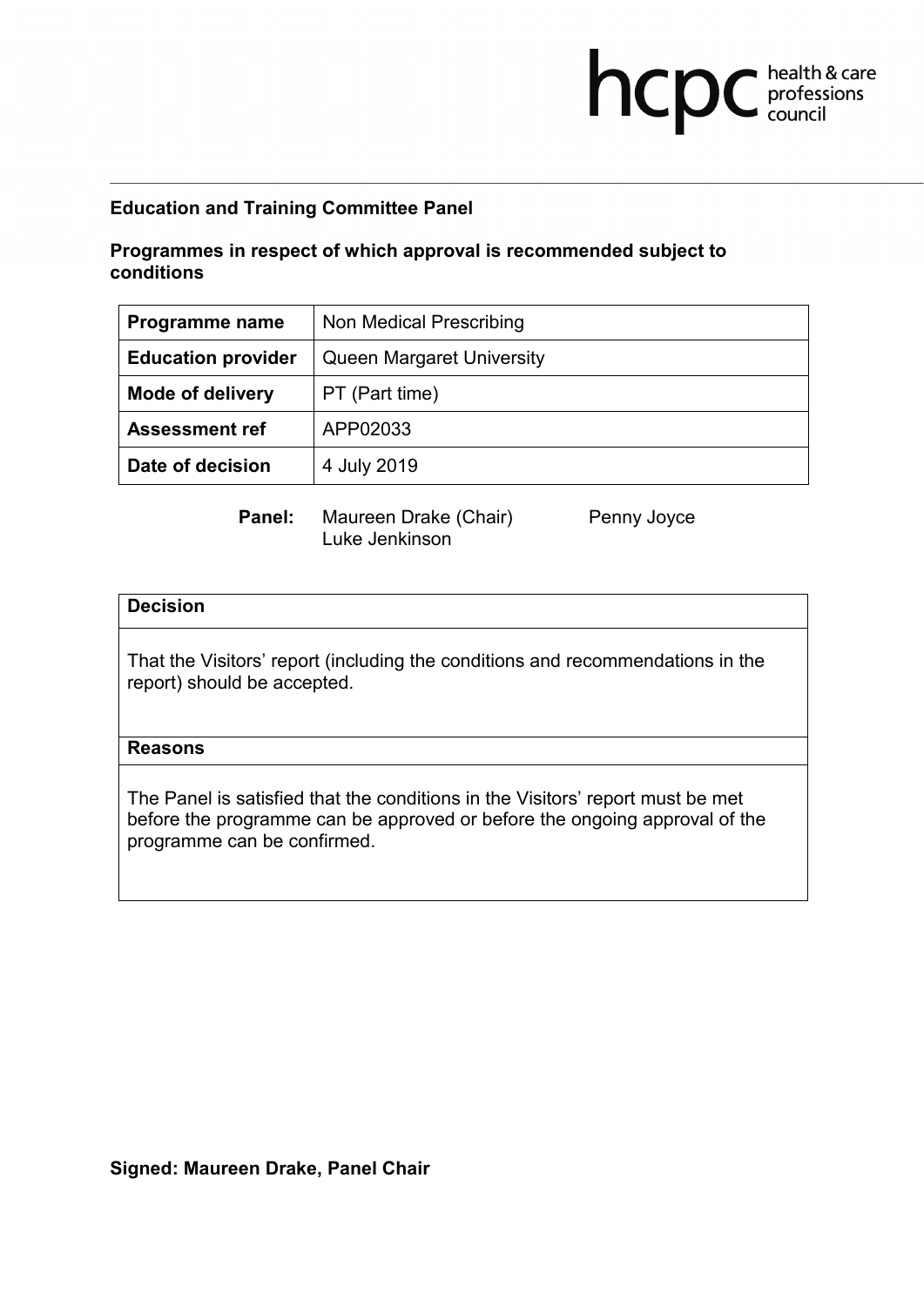**Education and Training Committee Panel**

**Programmes in respect of which approval is recommended subject to conditions**

| | |
|---|---|
| **Programme name** | Non Medical Prescribing |
| **Education provider** | Queen Margaret University |
| **Mode of delivery** | PT (Part time) |
| **Assessment ref** | APP02033 |
| **Date of decision** | 4 July 2019 |

**Panel:** Maureen Drake (Chair), Penny Joyce, Luke Jenkinson

| **Decision** |
|---|
| That the Visitors' report (including the conditions and recommendations in the report) should be accepted. |
| **Reasons** |
| The Panel is satisfied that the conditions in the Visitors' report must be met before the programme can be approved or before the ongoing approval of the programme can be confirmed. |

**Signed: Maureen Drake, Panel Chair**